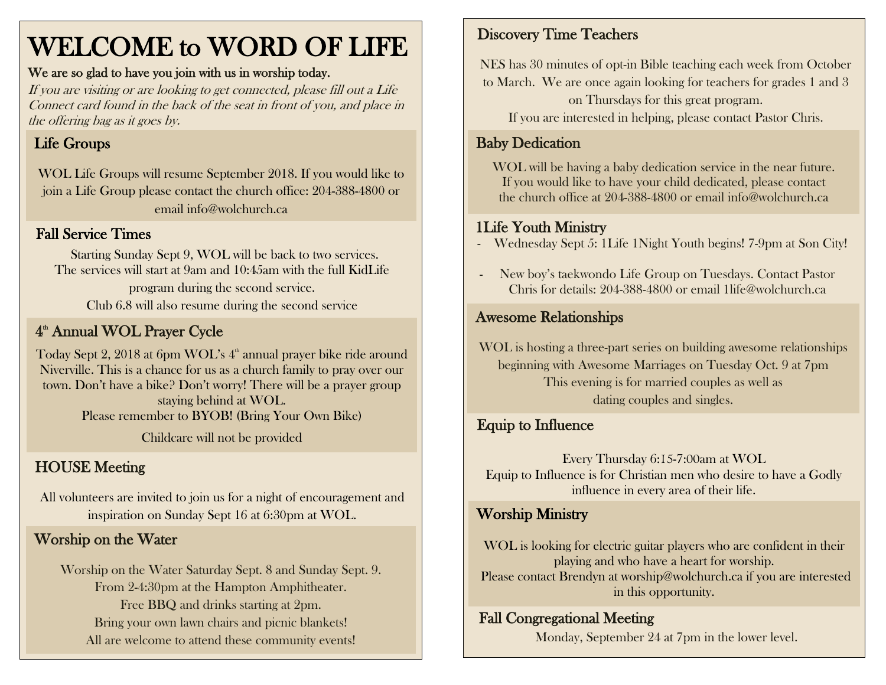# WELCOME to WORD OF LIFE

**We are so glad to have you join with us in worship today.**

*If you are visiting or are looking to get connected, please fill out a Life Connect card found in the back of the seat in front of you, and place in the offering bag as it goes by.*

## Life Groups

WOL Life Groups will resume September 2018. If you would like to join a Life Group please contact the church office: 204-388-4800 or email info@wolchurch.ca

## Fall Service Times

Starting Sunday Sept 9, WOL will be back to two services. The services will start at 9am and 10:45am with the full KidLife program during the second service.

Club 6.8 will also resume during the second service

## 4th Annual WOL Prayer Cycle

Today Sept 2, 2018 at 6pm WOL's 4th annual prayer bike ride around Niverville. This is a chance for us as a church family to pray over our town. Don't have a bike? Don't worry! There will be a prayer group staying behind at WOL.

Please remember to BYOB! (Bring Your Own Bike)

Childcare will not be provided

## HOUSE Meeting

All volunteers are invited to join us for a night of encouragement and inspiration on Sunday Sept 16 at 6:30pm at WOL.

## Worship on the Water

Worship on the Water Saturday Sept. 8 and Sunday Sept. 9.
From 2-4:30pm at the Hampton Amphitheater.
Free BBQ and drinks starting at 2pm.
Bring your own lawn chairs and picnic blankets!
All are welcome to attend these community events!

## Discovery Time Teachers

NES has 30 minutes of opt-in Bible teaching each week from October to March. We are once again looking for teachers for grades 1 and 3 on Thursdays for this great program.

If you are interested in helping, please contact Pastor Chris.

## Baby Dedication

WOL will be having a baby dedication service in the near future. If you would like to have your child dedicated, please contact the church office at 204-388-4800 or email info@wolchurch.ca

## 1Life Youth Ministry

- Wednesday Sept 5: 1Life 1Night Youth begins! 7-9pm at Son City!
- New boy's taekwondo Life Group on Tuesdays. Contact Pastor Chris for details: 204-388-4800 or email 1life@wolchurch.ca

## Awesome Relationships

WOL is hosting a three-part series on building awesome relationships beginning with Awesome Marriages on Tuesday Oct. 9 at 7pm
This evening is for married couples as well as dating couples and singles.

## Equip to Influence

Every Thursday 6:15-7:00am at WOL
Equip to Influence is for Christian men who desire to have a Godly influence in every area of their life.

## Worship Ministry

WOL is looking for electric guitar players who are confident in their playing and who have a heart for worship.
Please contact Brendyn at worship@wolchurch.ca if you are interested in this opportunity.

## Fall Congregational Meeting

Monday, September 24 at 7pm in the lower level.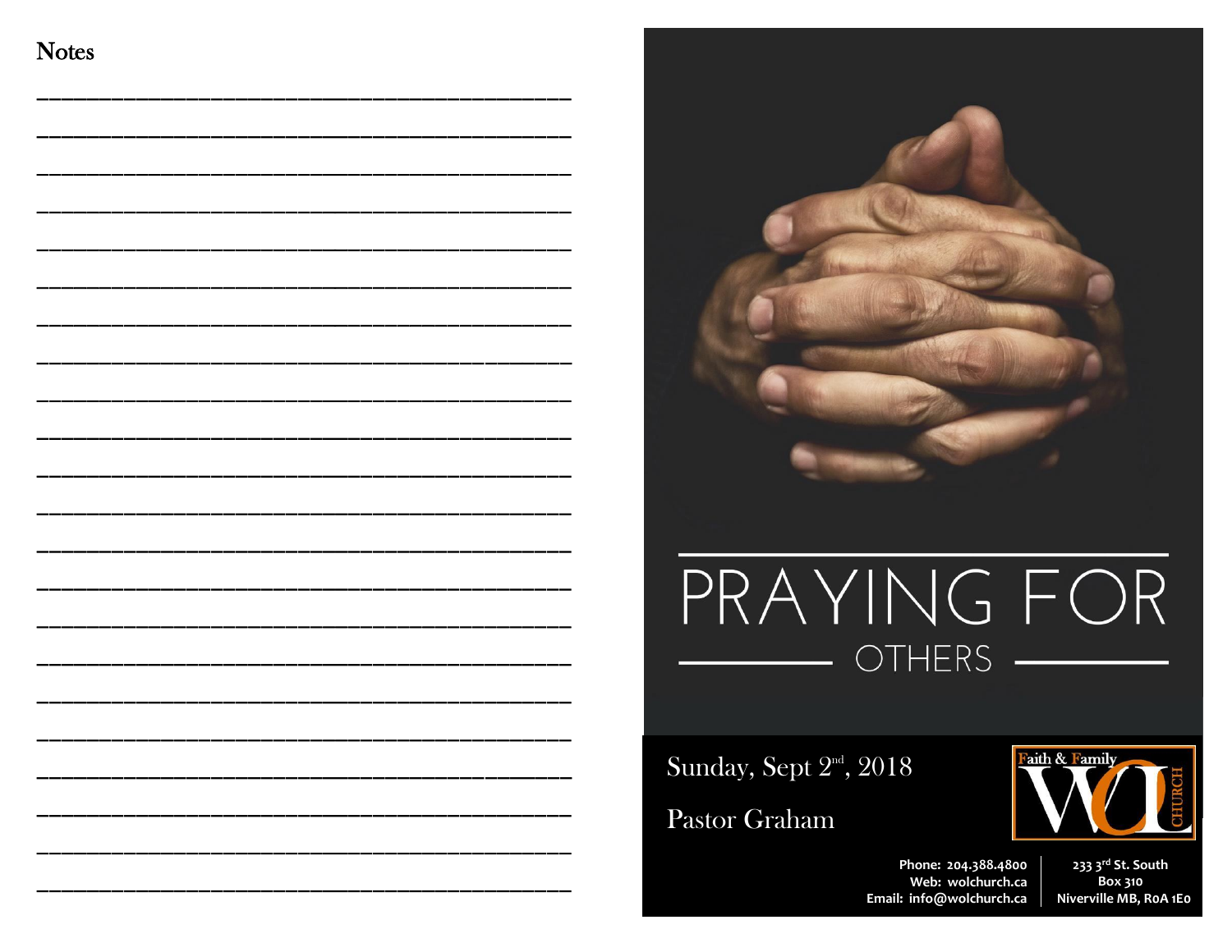**Notes**

\_\_\_\_\_\_\_\_\_\_\_\_\_\_\_\_\_\_\_\_\_\_\_\_\_\_\_\_\_\_\_\_\_\_\_\_\_\_\_\_\_\_\_\_\_\_\_\_\_\_

\_\_\_\_\_\_\_\_\_\_\_\_\_\_\_\_\_\_\_\_\_\_\_\_\_\_\_\_\_\_\_\_\_\_\_\_\_\_\_\_\_\_\_\_\_\_\_\_\_\_

\_\_\_\_\_\_\_\_\_\_\_\_\_\_\_\_\_\_\_\_\_\_\_\_\_\_\_\_\_\_\_\_\_\_\_\_\_\_\_\_\_\_\_\_\_\_\_\_\_\_

\_\_\_\_\_\_\_\_\_\_\_\_\_\_\_\_\_\_\_\_\_\_\_\_\_\_\_\_\_\_\_\_\_\_\_\_\_\_\_\_\_\_\_\_\_\_\_\_\_\_

\_\_\_\_\_\_\_\_\_\_\_\_\_\_\_\_\_\_\_\_\_\_\_\_\_\_\_\_\_\_\_\_\_\_\_\_\_\_\_\_\_\_\_\_\_\_\_\_\_\_

# PRAYING FOR OTHERS

Sunday, Sept 2nd, 2018

Pastor Graham

Faith & Family WOL CHURCH

Phone: 204.388.4800
Web: wolchurch.ca
Email: info@wolchurch.ca

233 3rd St. South
Box 310
Niverville MB, R0A 1E0